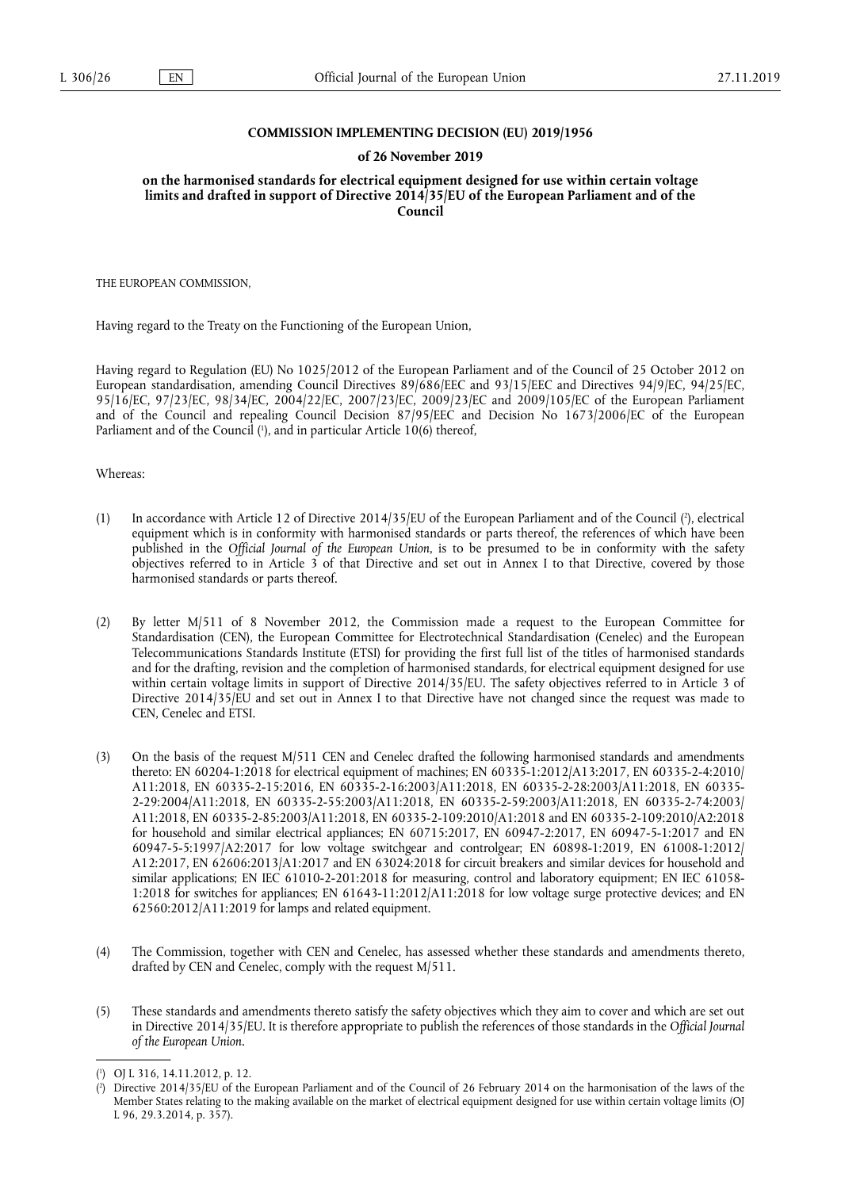**COMMISSION IMPLEMENTING DECISION (EU) 2019/1956**

**of 26 November 2019**

**on the harmonised standards for electrical equipment designed for use within certain voltage limits and drafted in support of Directive 2014/35/EU of the European Parliament and of the Council**

THE EUROPEAN COMMISSION,

Having regard to the Treaty on the Functioning of the European Union,

Having regard to Regulation (EU) No 1025/2012 of the European Parliament and of the Council of 25 October 2012 on European standardisation, amending Council Directives 89/686/EEC and 93/15/EEC and Directives 94/9/EC, 94/25/EC, 95/16/EC, 97/23/EC, 98/34/EC, 2004/22/EC, 2007/23/EC, 2009/23/EC and 2009/105/EC of the European Parliament and of the Council and repealing Council Decision 87/95/EEC and Decision No 1673/2006/EC of the European Parliament and of the Council ([1]), and in particular Article 10(6) thereof,

Whereas:

(1) In accordance with Article 12 of Directive 2014/35/EU of the European Parliament and of the Council ([2]), electrical equipment which is in conformity with harmonised standards or parts thereof, the references of which have been published in the *Official Journal of the European Union*, is to be presumed to be in conformity with the safety objectives referred to in Article 3 of that Directive and set out in Annex I to that Directive, covered by those harmonised standards or parts thereof.

(2) By letter M/511 of 8 November 2012, the Commission made a request to the European Committee for Standardisation (CEN), the European Committee for Electrotechnical Standardisation (Cenelec) and the European Telecommunications Standards Institute (ETSI) for providing the first full list of the titles of harmonised standards and for the drafting, revision and the completion of harmonised standards, for electrical equipment designed for use within certain voltage limits in support of Directive 2014/35/EU. The safety objectives referred to in Article 3 of Directive 2014/35/EU and set out in Annex I to that Directive have not changed since the request was made to CEN, Cenelec and ETSI.

(3) On the basis of the request M/511 CEN and Cenelec drafted the following harmonised standards and amendments thereto: EN 60204-1:2018 for electrical equipment of machines; EN 60335-1:2012/A13:2017, EN 60335-2-4:2010/A11:2018, EN 60335-2-15:2016, EN 60335-2-16:2003/A11:2018, EN 60335-2-28:2003/A11:2018, EN 60335-2-29:2004/A11:2018, EN 60335-2-55:2003/A11:2018, EN 60335-2-59:2003/A11:2018, EN 60335-2-74:2003/A11:2018, EN 60335-2-85:2003/A11:2018, EN 60335-2-109:2010/A1:2018 and EN 60335-2-109:2010/A2:2018 for household and similar electrical appliances; EN 60715:2017, EN 60947-2:2017, EN 60947-5-1:2017 and EN 60947-5-5:1997/A2:2017 for low voltage switchgear and controlgear; EN 60898-1:2019, EN 61008-1:2012/A12:2017, EN 62606:2013/A1:2017 and EN 63024:2018 for circuit breakers and similar devices for household and similar applications; EN IEC 61010-2-201:2018 for measuring, control and laboratory equipment; EN IEC 61058-1:2018 for switches for appliances; EN 61643-11:2012/A11:2018 for low voltage surge protective devices; and EN 62560:2012/A11:2019 for lamps and related equipment.

(4) The Commission, together with CEN and Cenelec, has assessed whether these standards and amendments thereto, drafted by CEN and Cenelec, comply with the request M/511.

(5) These standards and amendments thereto satisfy the safety objectives which they aim to cover and which are set out in Directive 2014/35/EU. It is therefore appropriate to publish the references of those standards in the *Official Journal of the European Union*.

---

([1]) OJ L 316, 14.11.2012, p. 12.

([2]) Directive 2014/35/EU of the European Parliament and of the Council of 26 February 2014 on the harmonisation of the laws of the Member States relating to the making available on the market of electrical equipment designed for use within certain voltage limits (OJ L 96, 29.3.2014, p. 357).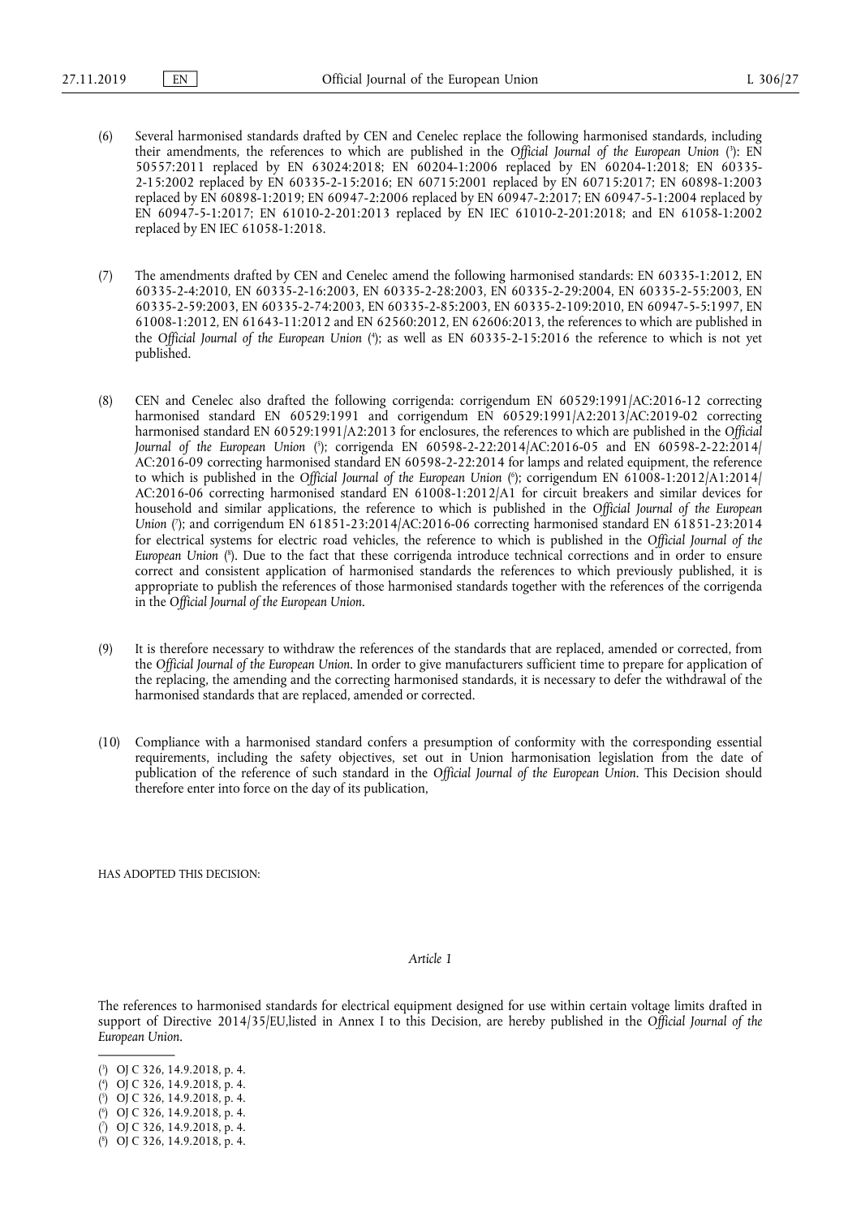(6) Several harmonised standards drafted by CEN and Cenelec replace the following harmonised standards, including their amendments, the references to which are published in the *Official Journal of the European Union* [3]: EN 50557:2011 replaced by EN 63024:2018; EN 60204-1:2006 replaced by EN 60204-1:2018; EN 60335-2-15:2002 replaced by EN 60335-2-15:2016; EN 60715:2001 replaced by EN 60715:2017; EN 60898-1:2003 replaced by EN 60898-1:2019; EN 60947-2:2006 replaced by EN 60947-2:2017; EN 60947-5-1:2004 replaced by EN 60947-5-1:2017; EN 61010-2-201:2013 replaced by EN IEC 61010-2-201:2018; and EN 61058-1:2002 replaced by EN IEC 61058-1:2018.

(7) The amendments drafted by CEN and Cenelec amend the following harmonised standards: EN 60335-1:2012, EN 60335-2-4:2010, EN 60335-2-16:2003, EN 60335-2-28:2003, EN 60335-2-29:2004, EN 60335-2-55:2003, EN 60335-2-59:2003, EN 60335-2-74:2003, EN 60335-2-85:2003, EN 60335-2-109:2010, EN 60947-5-5:1997, EN 61008-1:2012, EN 61643-11:2012 and EN 62560:2012, EN 62606:2013, the references to which are published in the *Official Journal of the European Union* [4]; as well as EN 60335-2-15:2016 the reference to which is not yet published.

(8) CEN and Cenelec also drafted the following corrigenda: corrigendum EN 60529:1991/AC:2016-12 correcting harmonised standard EN 60529:1991 and corrigendum EN 60529:1991/A2:2013/AC:2019-02 correcting harmonised standard EN 60529:1991/A2:2013 for enclosures, the references to which are published in the *Official Journal of the European Union* [5]; corrigenda EN 60598-2-22:2014/AC:2016-05 and EN 60598-2-22:2014/AC:2016-09 correcting harmonised standard EN 60598-2-22:2014 for lamps and related equipment, the reference to which is published in the *Official Journal of the European Union* [6]; corrigendum EN 61008-1:2012/A1:2014/AC:2016-06 correcting harmonised standard EN 61008-1:2012/A1 for circuit breakers and similar devices for household and similar applications, the reference to which is published in the *Official Journal of the European Union* [7]; and corrigendum EN 61851-23:2014/AC:2016-06 correcting harmonised standard EN 61851-23:2014 for electrical systems for electric road vehicles, the reference to which is published in the *Official Journal of the European Union* [8]. Due to the fact that these corrigenda introduce technical corrections and in order to ensure correct and consistent application of harmonised standards the references to which previously published, it is appropriate to publish the references of those harmonised standards together with the references of the corrigenda in the *Official Journal of the European Union*.

(9) It is therefore necessary to withdraw the references of the standards that are replaced, amended or corrected, from the *Official Journal of the European Union*. In order to give manufacturers sufficient time to prepare for application of the replacing, the amending and the correcting harmonised standards, it is necessary to defer the withdrawal of the harmonised standards that are replaced, amended or corrected.

(10) Compliance with a harmonised standard confers a presumption of conformity with the corresponding essential requirements, including the safety objectives, set out in Union harmonisation legislation from the date of publication of the reference of such standard in the *Official Journal of the European Union*. This Decision should therefore enter into force on the day of its publication,

HAS ADOPTED THIS DECISION:

*Article 1*

The references to harmonised standards for electrical equipment designed for use within certain voltage limits drafted in support of Directive 2014/35/EU,listed in Annex I to this Decision, are hereby published in the *Official Journal of the European Union*.

---

[3] OJ C 326, 14.9.2018, p. 4.
[4] OJ C 326, 14.9.2018, p. 4.
[5] OJ C 326, 14.9.2018, p. 4.
[6] OJ C 326, 14.9.2018, p. 4.
[7] OJ C 326, 14.9.2018, p. 4.
[8] OJ C 326, 14.9.2018, p. 4.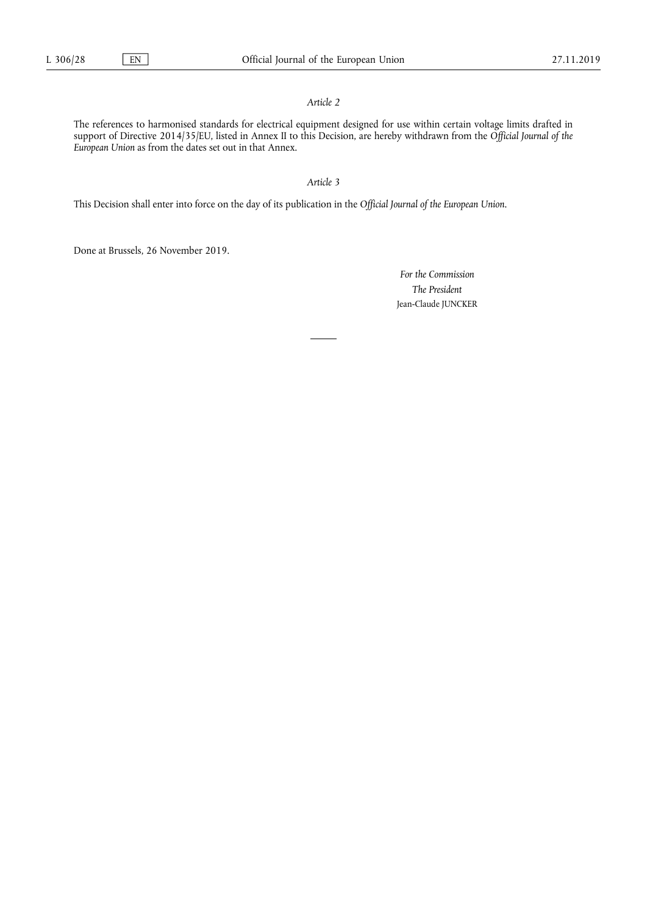*Article 2*

The references to harmonised standards for electrical equipment designed for use within certain voltage limits drafted in support of Directive 2014/35/EU, listed in Annex II to this Decision, are hereby withdrawn from the *Official Journal of the European Union* as from the dates set out in that Annex.

*Article 3*

This Decision shall enter into force on the day of its publication in the *Official Journal of the European Union*.

Done at Brussels, 26 November 2019.

*For the Commission*
*The President*
Jean-Claude JUNCKER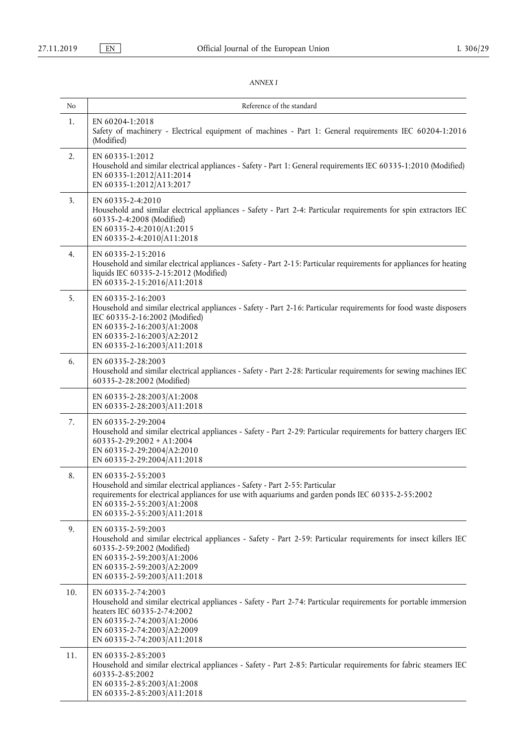*ANNEX I*

| No | Reference of the standard |
|---|---|
| 1. | EN 60204-1:2018<br>Safety of machinery - Electrical equipment of machines - Part 1: General requirements IEC 60204-1:2016 (Modified) |
| 2. | EN 60335-1:2012<br>Household and similar electrical appliances - Safety - Part 1: General requirements IEC 60335-1:2010 (Modified)<br>EN 60335-1:2012/A11:2014<br>EN 60335-1:2012/A13:2017 |
| 3. | EN 60335-2-4:2010<br>Household and similar electrical appliances - Safety - Part 2-4: Particular requirements for spin extractors IEC 60335-2-4:2008 (Modified)<br>EN 60335-2-4:2010/A1:2015<br>EN 60335-2-4:2010/A11:2018 |
| 4. | EN 60335-2-15:2016<br>Household and similar electrical appliances - Safety - Part 2-15: Particular requirements for appliances for heating liquids IEC 60335-2-15:2012 (Modified)<br>EN 60335-2-15:2016/A11:2018 |
| 5. | EN 60335-2-16:2003<br>Household and similar electrical appliances - Safety - Part 2-16: Particular requirements for food waste disposers IEC 60335-2-16:2002 (Modified)<br>EN 60335-2-16:2003/A1:2008<br>EN 60335-2-16:2003/A2:2012<br>EN 60335-2-16:2003/A11:2018 |
| 6. | EN 60335-2-28:2003<br>Household and similar electrical appliances - Safety - Part 2-28: Particular requirements for sewing machines IEC 60335-2-28:2002 (Modified) |
| | EN 60335-2-28:2003/A1:2008<br>EN 60335-2-28:2003/A11:2018 |
| 7. | EN 60335-2-29:2004<br>Household and similar electrical appliances - Safety - Part 2-29: Particular requirements for battery chargers IEC 60335-2-29:2002 + A1:2004<br>EN 60335-2-29:2004/A2:2010<br>EN 60335-2-29:2004/A11:2018 |
| 8. | EN 60335-2-55:2003<br>Household and similar electrical appliances - Safety - Part 2-55: Particular requirements for electrical appliances for use with aquariums and garden ponds IEC 60335-2-55:2002<br>EN 60335-2-55:2003/A1:2008<br>EN 60335-2-55:2003/A11:2018 |
| 9. | EN 60335-2-59:2003<br>Household and similar electrical appliances - Safety - Part 2-59: Particular requirements for insect killers IEC 60335-2-59:2002 (Modified)<br>EN 60335-2-59:2003/A1:2006<br>EN 60335-2-59:2003/A2:2009<br>EN 60335-2-59:2003/A11:2018 |
| 10. | EN 60335-2-74:2003<br>Household and similar electrical appliances - Safety - Part 2-74: Particular requirements for portable immersion heaters IEC 60335-2-74:2002<br>EN 60335-2-74:2003/A1:2006<br>EN 60335-2-74:2003/A2:2009<br>EN 60335-2-74:2003/A11:2018 |
| 11. | EN 60335-2-85:2003<br>Household and similar electrical appliances - Safety - Part 2-85: Particular requirements for fabric steamers IEC 60335-2-85:2002<br>EN 60335-2-85:2003/A1:2008<br>EN 60335-2-85:2003/A11:2018 |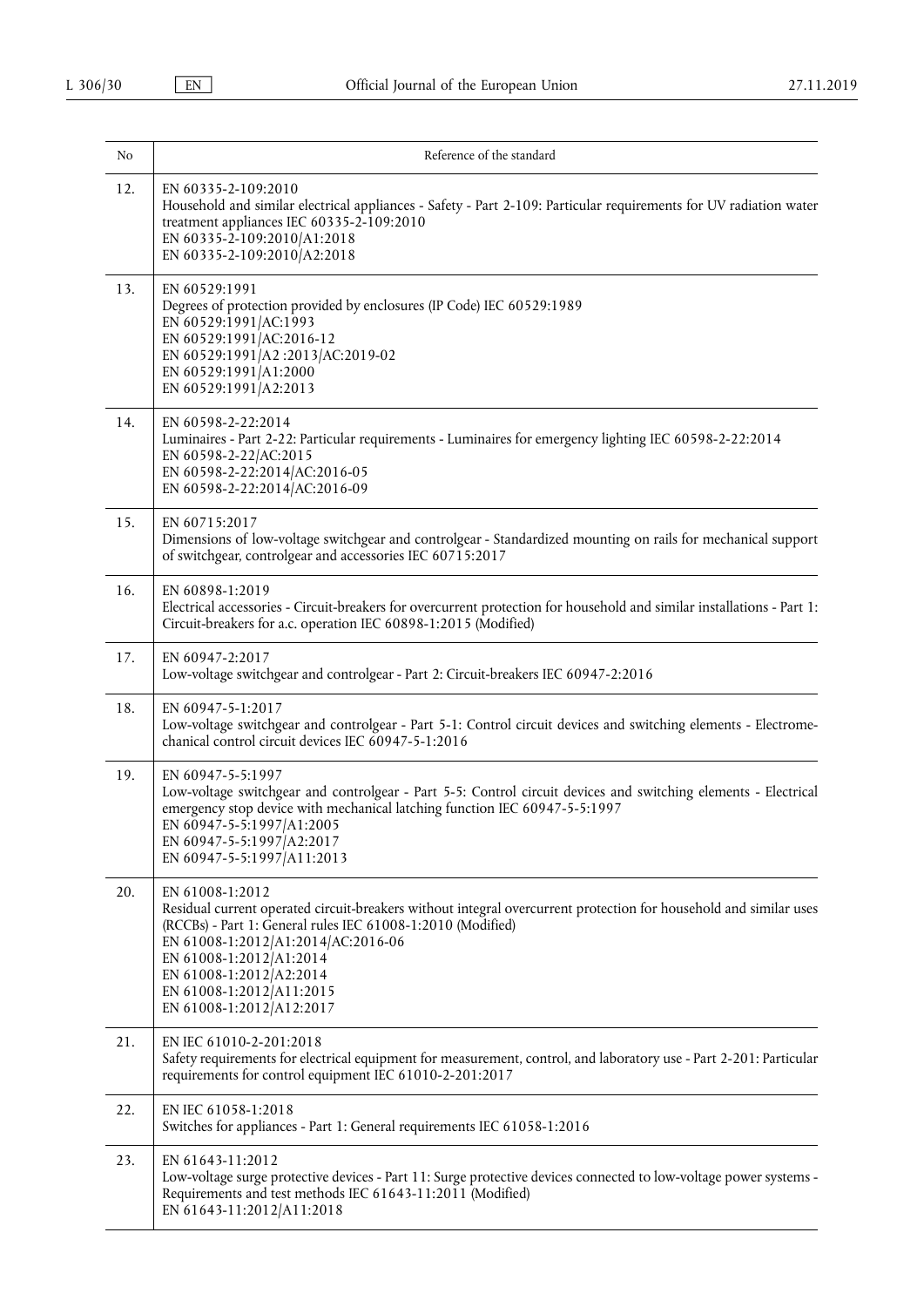| No | Reference of the standard |
| --- | --- |
| 12. | EN 60335-2-109:2010<br>Household and similar electrical appliances - Safety - Part 2-109: Particular requirements for UV radiation water treatment appliances IEC 60335-2-109:2010<br>EN 60335-2-109:2010/A1:2018<br>EN 60335-2-109:2010/A2:2018 |
| 13. | EN 60529:1991<br>Degrees of protection provided by enclosures (IP Code) IEC 60529:1989<br>EN 60529:1991/AC:1993<br>EN 60529:1991/AC:2016-12<br>EN 60529:1991/A2 :2013/AC:2019-02<br>EN 60529:1991/A1:2000<br>EN 60529:1991/A2:2013 |
| 14. | EN 60598-2-22:2014<br>Luminaires - Part 2-22: Particular requirements - Luminaires for emergency lighting IEC 60598-2-22:2014<br>EN 60598-2-22/AC:2015<br>EN 60598-2-22:2014/AC:2016-05<br>EN 60598-2-22:2014/AC:2016-09 |
| 15. | EN 60715:2017<br>Dimensions of low-voltage switchgear and controlgear - Standardized mounting on rails for mechanical support of switchgear, controlgear and accessories IEC 60715:2017 |
| 16. | EN 60898-1:2019<br>Electrical accessories - Circuit-breakers for overcurrent protection for household and similar installations - Part 1: Circuit-breakers for a.c. operation IEC 60898-1:2015 (Modified) |
| 17. | EN 60947-2:2017<br>Low-voltage switchgear and controlgear - Part 2: Circuit-breakers IEC 60947-2:2016 |
| 18. | EN 60947-5-1:2017<br>Low-voltage switchgear and controlgear - Part 5-1: Control circuit devices and switching elements - Electromechanical control circuit devices IEC 60947-5-1:2016 |
| 19. | EN 60947-5-5:1997<br>Low-voltage switchgear and controlgear - Part 5-5: Control circuit devices and switching elements - Electrical emergency stop device with mechanical latching function IEC 60947-5-5:1997<br>EN 60947-5-5:1997/A1:2005<br>EN 60947-5-5:1997/A2:2017<br>EN 60947-5-5:1997/A11:2013 |
| 20. | EN 61008-1:2012<br>Residual current operated circuit-breakers without integral overcurrent protection for household and similar uses (RCCBs) - Part 1: General rules IEC 61008-1:2010 (Modified)<br>EN 61008-1:2012/A1:2014/AC:2016-06<br>EN 61008-1:2012/A1:2014<br>EN 61008-1:2012/A2:2014<br>EN 61008-1:2012/A11:2015<br>EN 61008-1:2012/A12:2017 |
| 21. | EN IEC 61010-2-201:2018<br>Safety requirements for electrical equipment for measurement, control, and laboratory use - Part 2-201: Particular requirements for control equipment IEC 61010-2-201:2017 |
| 22. | EN IEC 61058-1:2018<br>Switches for appliances - Part 1: General requirements IEC 61058-1:2016 |
| 23. | EN 61643-11:2012<br>Low-voltage surge protective devices - Part 11: Surge protective devices connected to low-voltage power systems - Requirements and test methods IEC 61643-11:2011 (Modified)<br>EN 61643-11:2012/A11:2018 |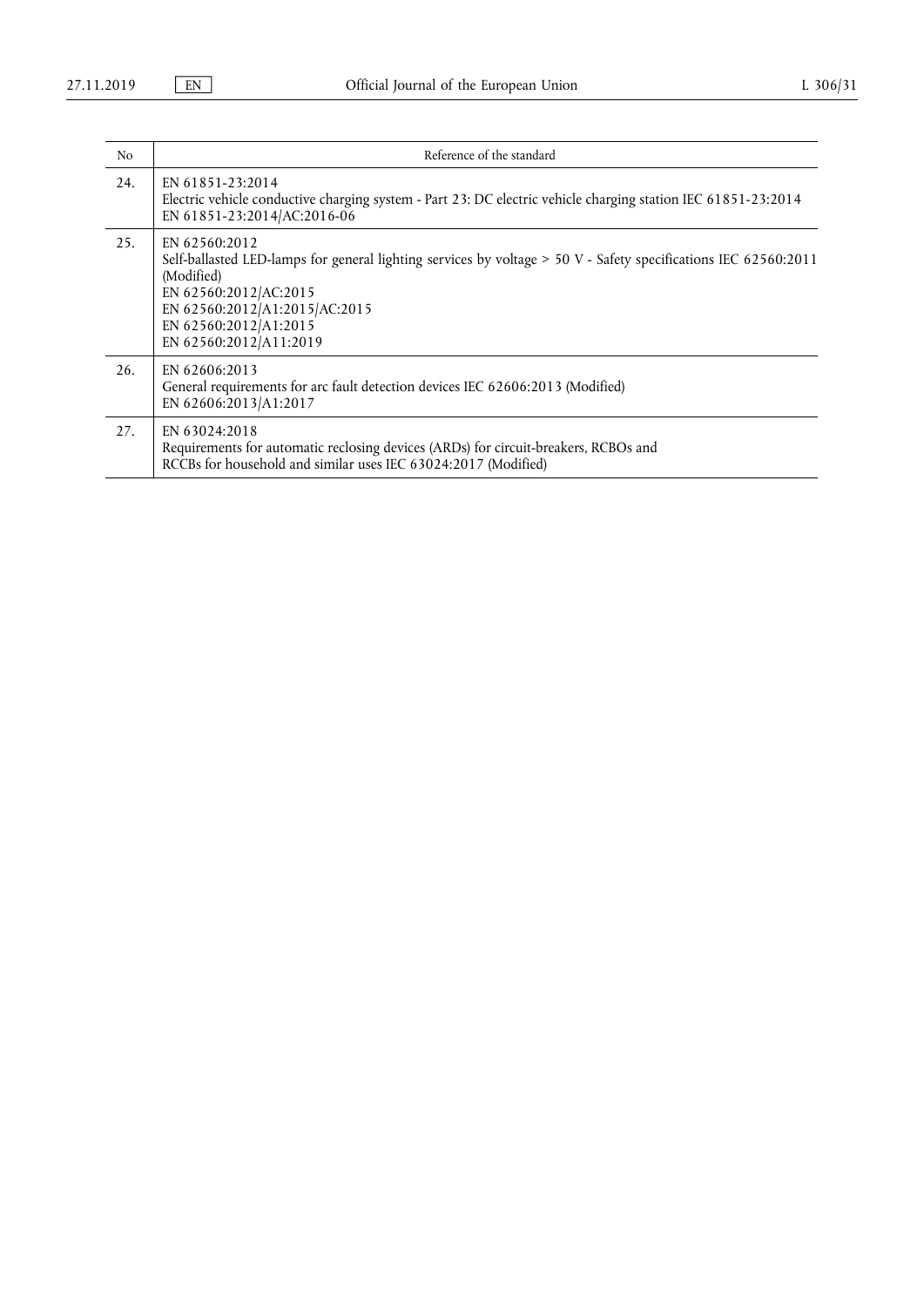| No | Reference of the standard |
|---|---|
| 24. | EN 61851-23:2014<br>Electric vehicle conductive charging system - Part 23: DC electric vehicle charging station IEC 61851-23:2014<br>EN 61851-23:2014/AC:2016-06 |
| 25. | EN 62560:2012<br>Self-ballasted LED-lamps for general lighting services by voltage > 50 V - Safety specifications IEC 62560:2011 (Modified)<br>EN 62560:2012/AC:2015<br>EN 62560:2012/A1:2015/AC:2015<br>EN 62560:2012/A1:2015<br>EN 62560:2012/A11:2019 |
| 26. | EN 62606:2013<br>General requirements for arc fault detection devices IEC 62606:2013 (Modified)<br>EN 62606:2013/A1:2017 |
| 27. | EN 63024:2018<br>Requirements for automatic reclosing devices (ARDs) for circuit-breakers, RCBOs and RCCBs for household and similar uses IEC 63024:2017 (Modified) |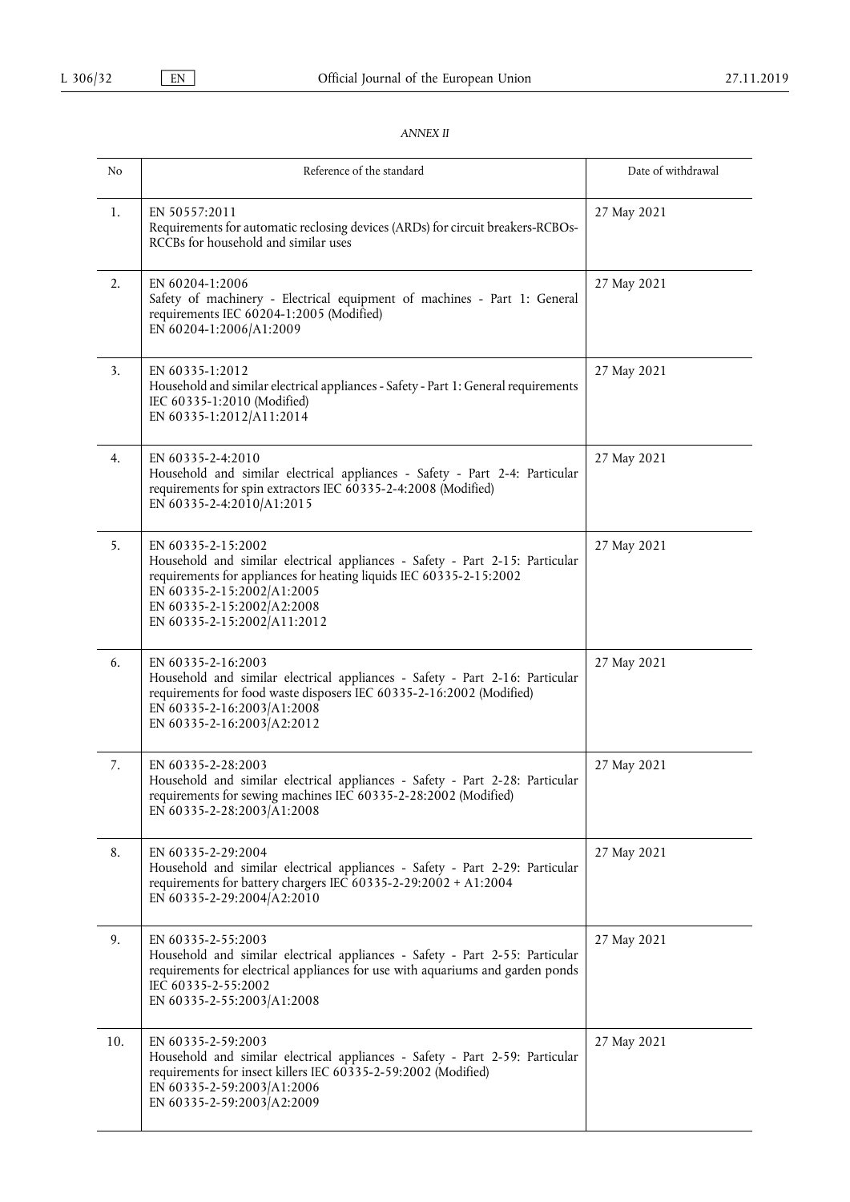*ANNEX II*

| No | Reference of the standard | Date of withdrawal |
| --- | --- | --- |
| 1. | EN 50557:2011<br>Requirements for automatic reclosing devices (ARDs) for circuit breakers-RCBOs-RCCBs for household and similar uses | 27 May 2021 |
| 2. | EN 60204-1:2006<br>Safety of machinery - Electrical equipment of machines - Part 1: General requirements IEC 60204-1:2005 (Modified)<br>EN 60204-1:2006/A1:2009 | 27 May 2021 |
| 3. | EN 60335-1:2012<br>Household and similar electrical appliances - Safety - Part 1: General requirements IEC 60335-1:2010 (Modified)<br>EN 60335-1:2012/A11:2014 | 27 May 2021 |
| 4. | EN 60335-2-4:2010<br>Household and similar electrical appliances - Safety - Part 2-4: Particular requirements for spin extractors IEC 60335-2-4:2008 (Modified)<br>EN 60335-2-4:2010/A1:2015 | 27 May 2021 |
| 5. | EN 60335-2-15:2002<br>Household and similar electrical appliances - Safety - Part 2-15: Particular requirements for appliances for heating liquids IEC 60335-2-15:2002<br>EN 60335-2-15:2002/A1:2005<br>EN 60335-2-15:2002/A2:2008<br>EN 60335-2-15:2002/A11:2012 | 27 May 2021 |
| 6. | EN 60335-2-16:2003<br>Household and similar electrical appliances - Safety - Part 2-16: Particular requirements for food waste disposers IEC 60335-2-16:2002 (Modified)<br>EN 60335-2-16:2003/A1:2008<br>EN 60335-2-16:2003/A2:2012 | 27 May 2021 |
| 7. | EN 60335-2-28:2003<br>Household and similar electrical appliances - Safety - Part 2-28: Particular requirements for sewing machines IEC 60335-2-28:2002 (Modified)<br>EN 60335-2-28:2003/A1:2008 | 27 May 2021 |
| 8. | EN 60335-2-29:2004<br>Household and similar electrical appliances - Safety - Part 2-29: Particular requirements for battery chargers IEC 60335-2-29:2002 + A1:2004<br>EN 60335-2-29:2004/A2:2010 | 27 May 2021 |
| 9. | EN 60335-2-55:2003<br>Household and similar electrical appliances - Safety - Part 2-55: Particular requirements for electrical appliances for use with aquariums and garden ponds IEC 60335-2-55:2002<br>EN 60335-2-55:2003/A1:2008 | 27 May 2021 |
| 10. | EN 60335-2-59:2003<br>Household and similar electrical appliances - Safety - Part 2-59: Particular requirements for insect killers IEC 60335-2-59:2002 (Modified)<br>EN 60335-2-59:2003/A1:2006<br>EN 60335-2-59:2003/A2:2009 | 27 May 2021 |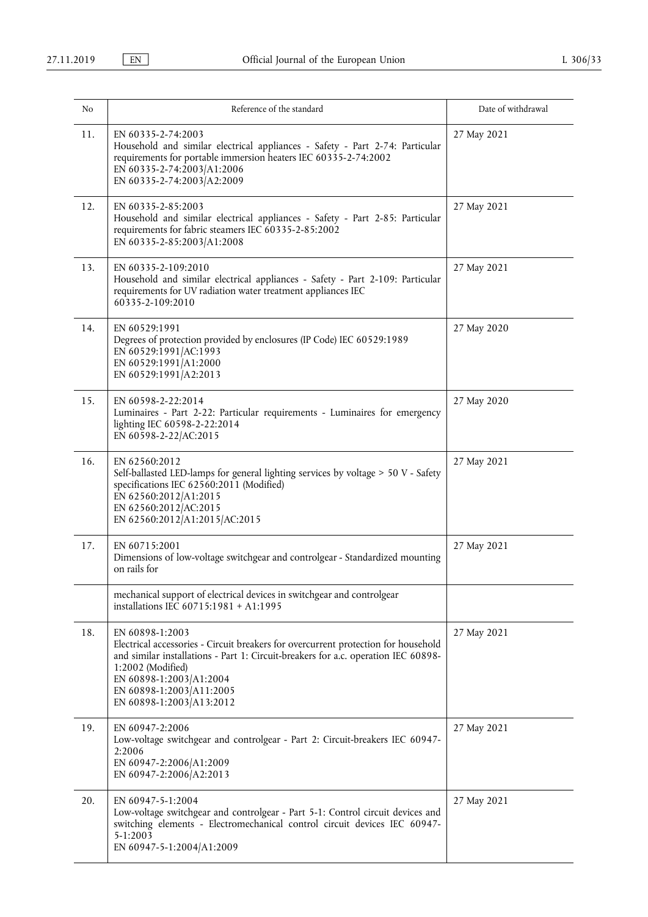| No | Reference of the standard | Date of withdrawal |
|---|---|---|
| 11. | EN 60335-2-74:2003<br>Household and similar electrical appliances - Safety - Part 2-74: Particular requirements for portable immersion heaters IEC 60335-2-74:2002<br>EN 60335-2-74:2003/A1:2006<br>EN 60335-2-74:2003/A2:2009 | 27 May 2021 |
| 12. | EN 60335-2-85:2003<br>Household and similar electrical appliances - Safety - Part 2-85: Particular requirements for fabric steamers IEC 60335-2-85:2002<br>EN 60335-2-85:2003/A1:2008 | 27 May 2021 |
| 13. | EN 60335-2-109:2010<br>Household and similar electrical appliances - Safety - Part 2-109: Particular requirements for UV radiation water treatment appliances IEC 60335-2-109:2010 | 27 May 2021 |
| 14. | EN 60529:1991<br>Degrees of protection provided by enclosures (IP Code) IEC 60529:1989<br>EN 60529:1991/AC:1993<br>EN 60529:1991/A1:2000<br>EN 60529:1991/A2:2013 | 27 May 2020 |
| 15. | EN 60598-2-22:2014<br>Luminaires - Part 2-22: Particular requirements - Luminaires for emergency lighting IEC 60598-2-22:2014<br>EN 60598-2-22/AC:2015 | 27 May 2020 |
| 16. | EN 62560:2012<br>Self-ballasted LED-lamps for general lighting services by voltage > 50 V - Safety specifications IEC 62560:2011 (Modified)<br>EN 62560:2012/A1:2015<br>EN 62560:2012/AC:2015<br>EN 62560:2012/A1:2015/AC:2015 | 27 May 2021 |
| 17. | EN 60715:2001<br>Dimensions of low-voltage switchgear and controlgear - Standardized mounting on rails for | 27 May 2021 |
| | mechanical support of electrical devices in switchgear and controlgear installations IEC 60715:1981 + A1:1995 | |
| 18. | EN 60898-1:2003<br>Electrical accessories - Circuit breakers for overcurrent protection for household and similar installations - Part 1: Circuit-breakers for a.c. operation IEC 60898-1:2002 (Modified)<br>EN 60898-1:2003/A1:2004<br>EN 60898-1:2003/A11:2005<br>EN 60898-1:2003/A13:2012 | 27 May 2021 |
| 19. | EN 60947-2:2006<br>Low-voltage switchgear and controlgear - Part 2: Circuit-breakers IEC 60947-2:2006<br>EN 60947-2:2006/A1:2009<br>EN 60947-2:2006/A2:2013 | 27 May 2021 |
| 20. | EN 60947-5-1:2004<br>Low-voltage switchgear and controlgear - Part 5-1: Control circuit devices and switching elements - Electromechanical control circuit devices IEC 60947-5-1:2003<br>EN 60947-5-1:2004/A1:2009 | 27 May 2021 |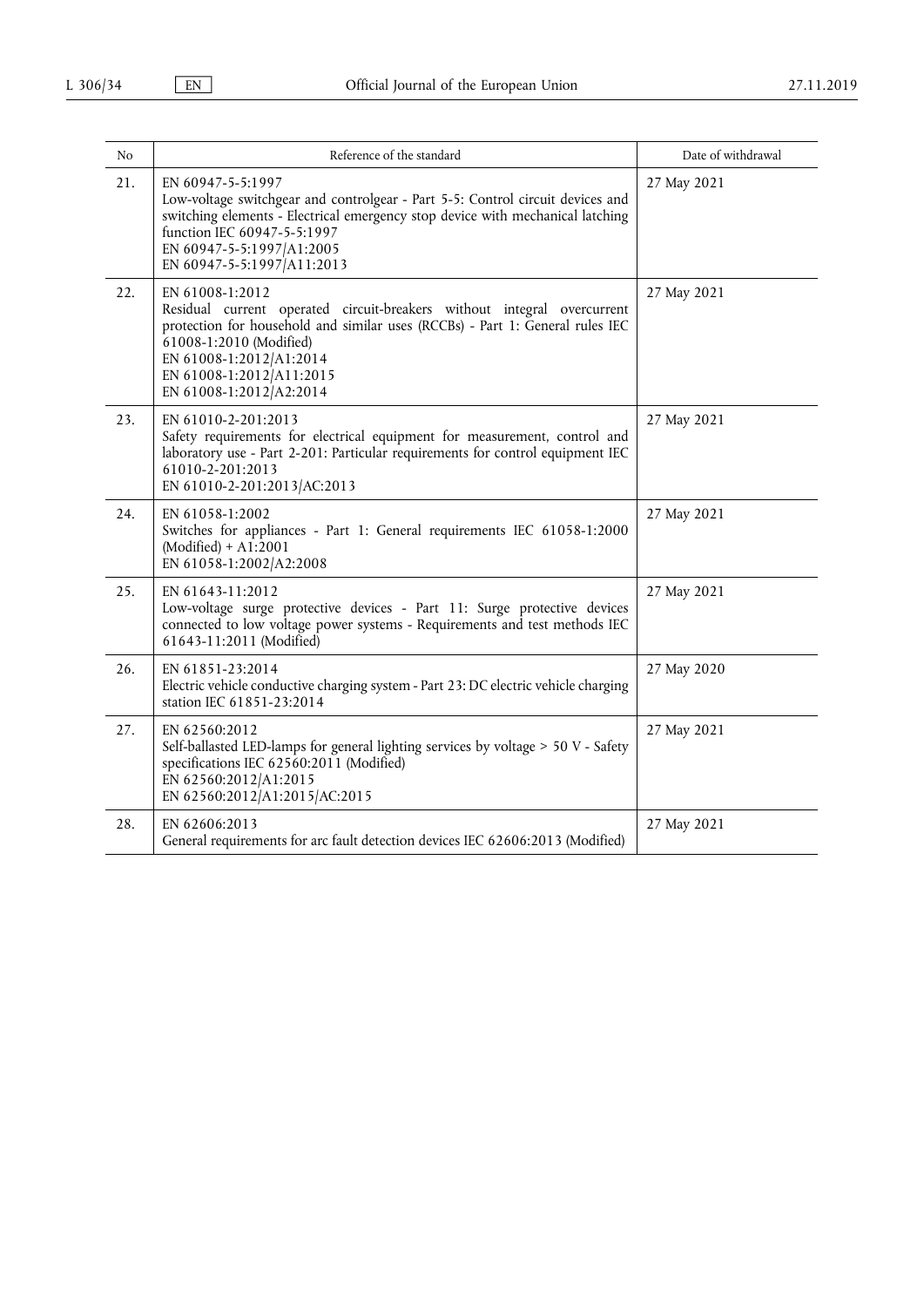| No | Reference of the standard | Date of withdrawal |
|---|---|---|
| 21. | EN 60947-5-5:1997<br>Low-voltage switchgear and controlgear - Part 5-5: Control circuit devices and switching elements - Electrical emergency stop device with mechanical latching function IEC 60947-5-5:1997<br>EN 60947-5-5:1997/A1:2005<br>EN 60947-5-5:1997/A11:2013 | 27 May 2021 |
| 22. | EN 61008-1:2012<br>Residual current operated circuit-breakers without integral overcurrent protection for household and similar uses (RCCBs) - Part 1: General rules IEC 61008-1:2010 (Modified)<br>EN 61008-1:2012/A1:2014<br>EN 61008-1:2012/A11:2015<br>EN 61008-1:2012/A2:2014 | 27 May 2021 |
| 23. | EN 61010-2-201:2013<br>Safety requirements for electrical equipment for measurement, control and laboratory use - Part 2-201: Particular requirements for control equipment IEC 61010-2-201:2013<br>EN 61010-2-201:2013/AC:2013 | 27 May 2021 |
| 24. | EN 61058-1:2002<br>Switches for appliances - Part 1: General requirements IEC 61058-1:2000 (Modified) + A1:2001<br>EN 61058-1:2002/A2:2008 | 27 May 2021 |
| 25. | EN 61643-11:2012<br>Low-voltage surge protective devices - Part 11: Surge protective devices connected to low voltage power systems - Requirements and test methods IEC 61643-11:2011 (Modified) | 27 May 2021 |
| 26. | EN 61851-23:2014<br>Electric vehicle conductive charging system - Part 23: DC electric vehicle charging station IEC 61851-23:2014 | 27 May 2020 |
| 27. | EN 62560:2012<br>Self-ballasted LED-lamps for general lighting services by voltage > 50 V - Safety specifications IEC 62560:2011 (Modified)<br>EN 62560:2012/A1:2015<br>EN 62560:2012/A1:2015/AC:2015 | 27 May 2021 |
| 28. | EN 62606:2013<br>General requirements for arc fault detection devices IEC 62606:2013 (Modified) | 27 May 2021 |